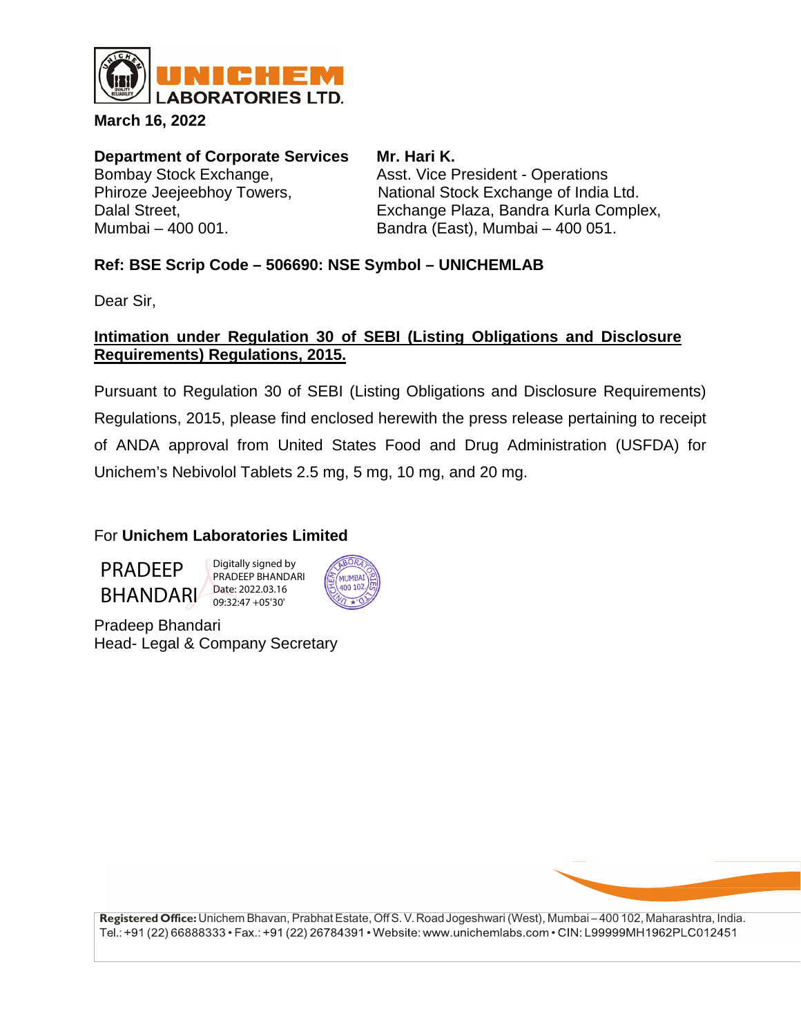**UNICHEM LABORATORIES LTD.**

**March 16, 2022**

**Department of Corporate Services**
Bombay Stock Exchange,
Phiroze Jeejeebhoy Towers,
Dalal Street,
Mumbai – 400 001.

**Mr. Hari K.**
Asst. Vice President - Operations
National Stock Exchange of India Ltd.
Exchange Plaza, Bandra Kurla Complex,
Bandra (East), Mumbai – 400 051.

**Ref: BSE Scrip Code – 506690: NSE Symbol – UNICHEMLAB**

Dear Sir,

**Intimation under Regulation 30 of SEBI (Listing Obligations and Disclosure Requirements) Regulations, 2015.**

Pursuant to Regulation 30 of SEBI (Listing Obligations and Disclosure Requirements) Regulations, 2015, please find enclosed herewith the press release pertaining to receipt of ANDA approval from United States Food and Drug Administration (USFDA) for Unichem's Nebivolol Tablets 2.5 mg, 5 mg, 10 mg, and 20 mg.

For **Unichem Laboratories Limited**

PRADEEP BHANDARI
Digitally signed by PRADEEP BHANDARI
Date: 2022.03.16 09:32:47 +05'30'

Pradeep Bhandari
Head- Legal & Company Secretary

**Registered Office:** Unichem Bhavan, Prabhat Estate, Off S. V. Road Jogeshwari (West), Mumbai – 400 102, Maharashtra, India.
Tel.: +91 (22) 66888333 • Fax.: +91 (22) 26784391 • Website: www.unichemlabs.com • CIN: L99999MH1962PLC012451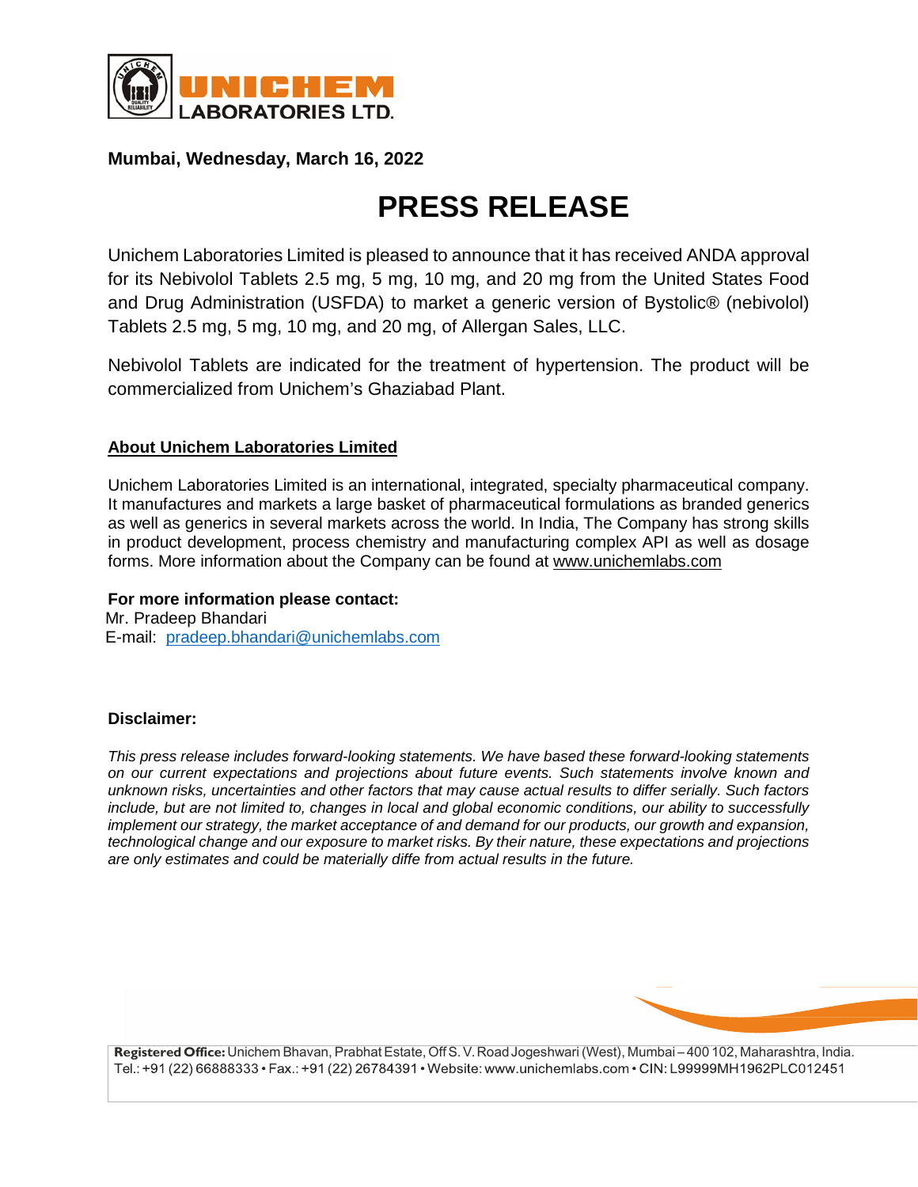**UNICHEM LABORATORIES LTD.**

**Mumbai, Wednesday, March 16, 2022**

# PRESS RELEASE

Unichem Laboratories Limited is pleased to announce that it has received ANDA approval for its Nebivolol Tablets 2.5 mg, 5 mg, 10 mg, and 20 mg from the United States Food and Drug Administration (USFDA) to market a generic version of Bystolic® (nebivolol) Tablets 2.5 mg, 5 mg, 10 mg, and 20 mg, of Allergan Sales, LLC.

Nebivolol Tablets are indicated for the treatment of hypertension. The product will be commercialized from Unichem's Ghaziabad Plant.

## About Unichem Laboratories Limited

Unichem Laboratories Limited is an international, integrated, specialty pharmaceutical company. It manufactures and markets a large basket of pharmaceutical formulations as branded generics as well as generics in several markets across the world. In India, The Company has strong skills in product development, process chemistry and manufacturing complex API as well as dosage forms. More information about the Company can be found at www.unichemlabs.com

**For more information please contact:**
Mr. Pradeep Bhandari
E-mail: pradeep.bhandari@unichemlabs.com

**Disclaimer:**

*This press release includes forward-looking statements. We have based these forward-looking statements on our current expectations and projections about future events. Such statements involve known and unknown risks, uncertainties and other factors that may cause actual results to differ serially. Such factors include, but are not limited to, changes in local and global economic conditions, our ability to successfully implement our strategy, the market acceptance of and demand for our products, our growth and expansion, technological change and our exposure to market risks. By their nature, these expectations and projections are only estimates and could be materially diffe from actual results in the future.*

**Registered Office:** Unichem Bhavan, Prabhat Estate, Off S. V. Road Jogeshwari (West), Mumbai – 400 102, Maharashtra, India.
Tel.: +91 (22) 66888333 • Fax.: +91 (22) 26784391 • Website: www.unichemlabs.com • CIN: L99999MH1962PLC012451